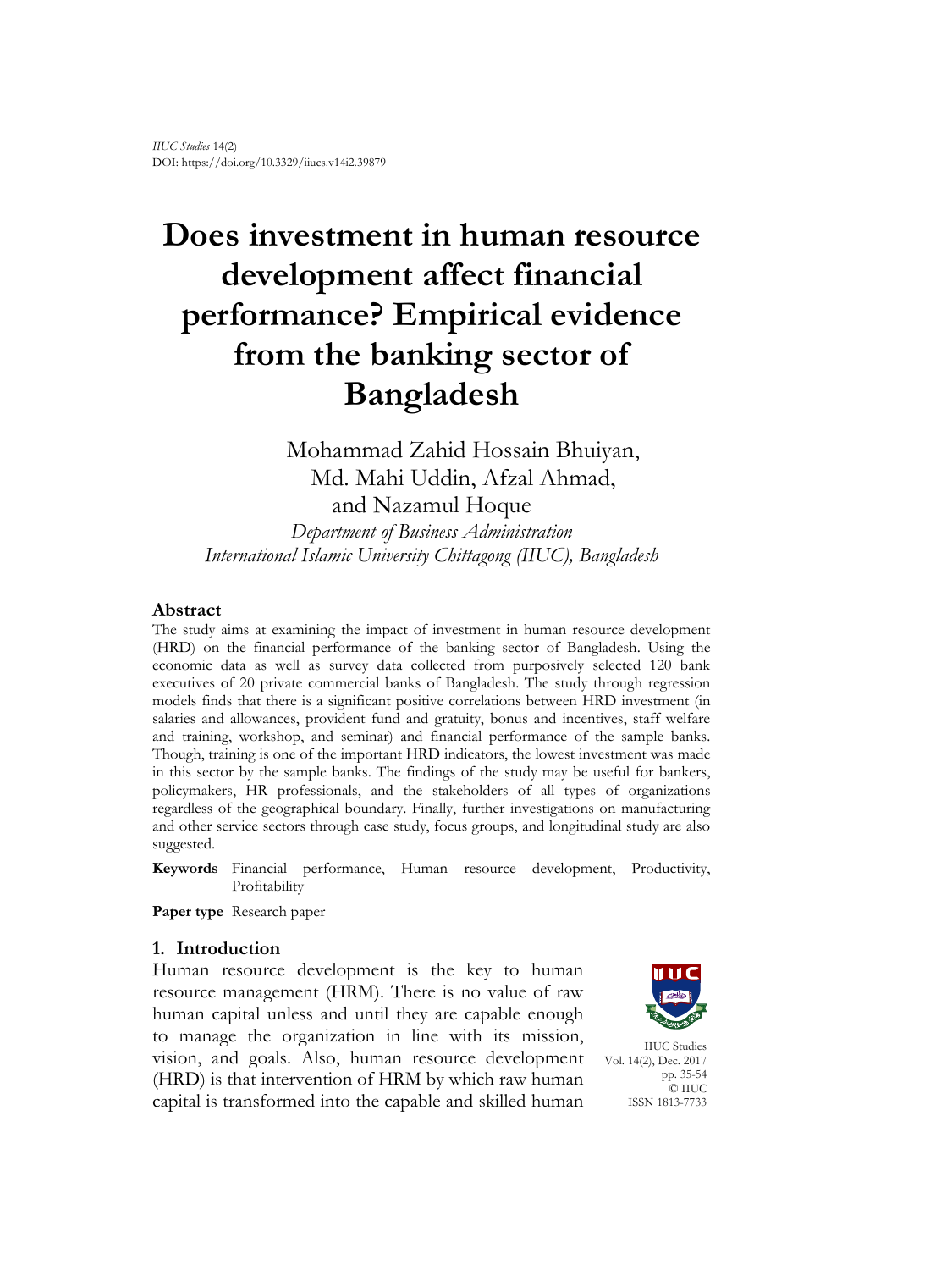*IIUC Studies* 14(2)
DOI: https://doi.org/10.3329/iiucs.v14i2.39879

# Does investment in human resource development affect financial performance? Empirical evidence from the banking sector of Bangladesh

Mohammad Zahid Hossain Bhuiyan, Md. Mahi Uddin, Afzal Ahmad, and Nazamul Hoque

*Department of Business Administration*
*International Islamic University Chittagong (IIUC), Bangladesh*

## Abstract

The study aims at examining the impact of investment in human resource development (HRD) on the financial performance of the banking sector of Bangladesh. Using the economic data as well as survey data collected from purposively selected 120 bank executives of 20 private commercial banks of Bangladesh. The study through regression models finds that there is a significant positive correlations between HRD investment (in salaries and allowances, provident fund and gratuity, bonus and incentives, staff welfare and training, workshop, and seminar) and financial performance of the sample banks. Though, training is one of the important HRD indicators, the lowest investment was made in this sector by the sample banks. The findings of the study may be useful for bankers, policymakers, HR professionals, and the stakeholders of all types of organizations regardless of the geographical boundary. Finally, further investigations on manufacturing and other service sectors through case study, focus groups, and longitudinal study are also suggested.

**Keywords** Financial performance, Human resource development, Productivity, Profitability

**Paper type** Research paper

## 1. Introduction

Human resource development is the key to human resource management (HRM). There is no value of raw human capital unless and until they are capable enough to manage the organization in line with its mission, vision, and goals. Also, human resource development (HRD) is that intervention of HRM by which raw human capital is transformed into the capable and skilled human

IIUC Studies
Vol. 14(2), Dec. 2017
pp. 35-54
© IIUC
ISSN 1813-7733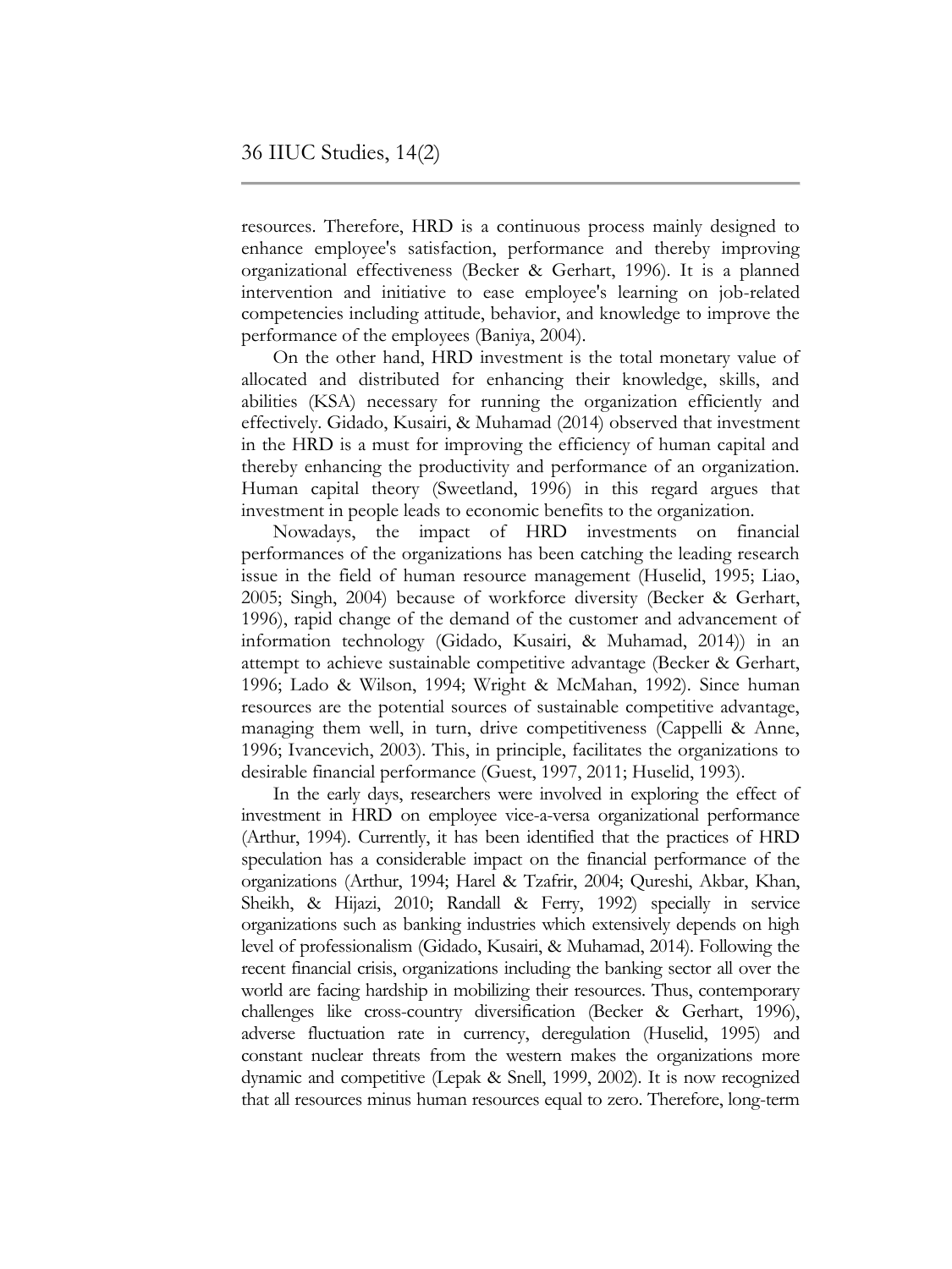resources. Therefore, HRD is a continuous process mainly designed to enhance employee's satisfaction, performance and thereby improving organizational effectiveness (Becker & Gerhart, 1996). It is a planned intervention and initiative to ease employee's learning on job-related competencies including attitude, behavior, and knowledge to improve the performance of the employees (Baniya, 2004).

On the other hand, HRD investment is the total monetary value of allocated and distributed for enhancing their knowledge, skills, and abilities (KSA) necessary for running the organization efficiently and effectively. Gidado, Kusairi, & Muhamad (2014) observed that investment in the HRD is a must for improving the efficiency of human capital and thereby enhancing the productivity and performance of an organization. Human capital theory (Sweetland, 1996) in this regard argues that investment in people leads to economic benefits to the organization.

Nowadays, the impact of HRD investments on financial performances of the organizations has been catching the leading research issue in the field of human resource management (Huselid, 1995; Liao, 2005; Singh, 2004) because of workforce diversity (Becker & Gerhart, 1996), rapid change of the demand of the customer and advancement of information technology (Gidado, Kusairi, & Muhamad, 2014)) in an attempt to achieve sustainable competitive advantage (Becker & Gerhart, 1996; Lado & Wilson, 1994; Wright & McMahan, 1992). Since human resources are the potential sources of sustainable competitive advantage, managing them well, in turn, drive competitiveness (Cappelli & Anne, 1996; Ivancevich, 2003). This, in principle, facilitates the organizations to desirable financial performance (Guest, 1997, 2011; Huselid, 1993).

In the early days, researchers were involved in exploring the effect of investment in HRD on employee vice-a-versa organizational performance (Arthur, 1994). Currently, it has been identified that the practices of HRD speculation has a considerable impact on the financial performance of the organizations (Arthur, 1994; Harel & Tzafrir, 2004; Qureshi, Akbar, Khan, Sheikh, & Hijazi, 2010; Randall & Ferry, 1992) specially in service organizations such as banking industries which extensively depends on high level of professionalism (Gidado, Kusairi, & Muhamad, 2014). Following the recent financial crisis, organizations including the banking sector all over the world are facing hardship in mobilizing their resources. Thus, contemporary challenges like cross-country diversification (Becker & Gerhart, 1996), adverse fluctuation rate in currency, deregulation (Huselid, 1995) and constant nuclear threats from the western makes the organizations more dynamic and competitive (Lepak & Snell, 1999, 2002). It is now recognized that all resources minus human resources equal to zero. Therefore, long-term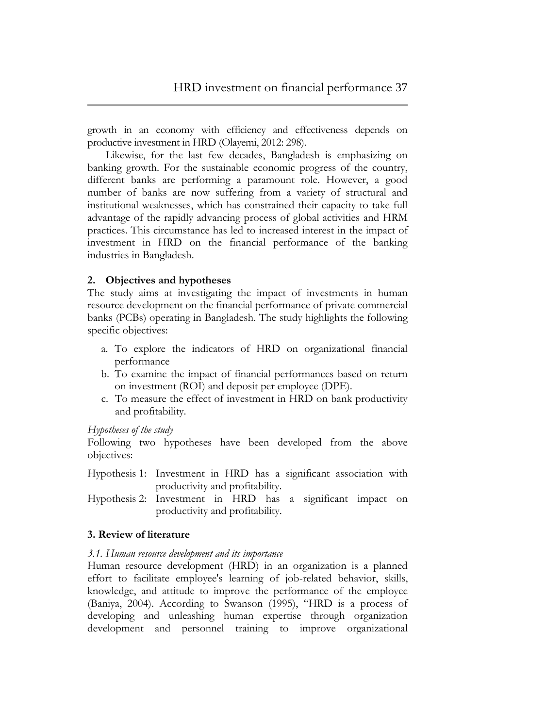growth in an economy with efficiency and effectiveness depends on productive investment in HRD (Olayemi, 2012: 298).

Likewise, for the last few decades, Bangladesh is emphasizing on banking growth. For the sustainable economic progress of the country, different banks are performing a paramount role. However, a good number of banks are now suffering from a variety of structural and institutional weaknesses, which has constrained their capacity to take full advantage of the rapidly advancing process of global activities and HRM practices. This circumstance has led to increased interest in the impact of investment in HRD on the financial performance of the banking industries in Bangladesh.

## 2. Objectives and hypotheses

The study aims at investigating the impact of investments in human resource development on the financial performance of private commercial banks (PCBs) operating in Bangladesh. The study highlights the following specific objectives:

a. To explore the indicators of HRD on organizational financial performance
b. To examine the impact of financial performances based on return on investment (ROI) and deposit per employee (DPE).
c. To measure the effect of investment in HRD on bank productivity and profitability.

*Hypotheses of the study*

Following two hypotheses have been developed from the above objectives:

Hypothesis 1: Investment in HRD has a significant association with productivity and profitability.

Hypothesis 2: Investment in HRD has a significant impact on productivity and profitability.

## 3. Review of literature

*3.1. Human resource development and its importance*

Human resource development (HRD) in an organization is a planned effort to facilitate employee's learning of job-related behavior, skills, knowledge, and attitude to improve the performance of the employee (Baniya, 2004). According to Swanson (1995), "HRD is a process of developing and unleashing human expertise through organization development and personnel training to improve organizational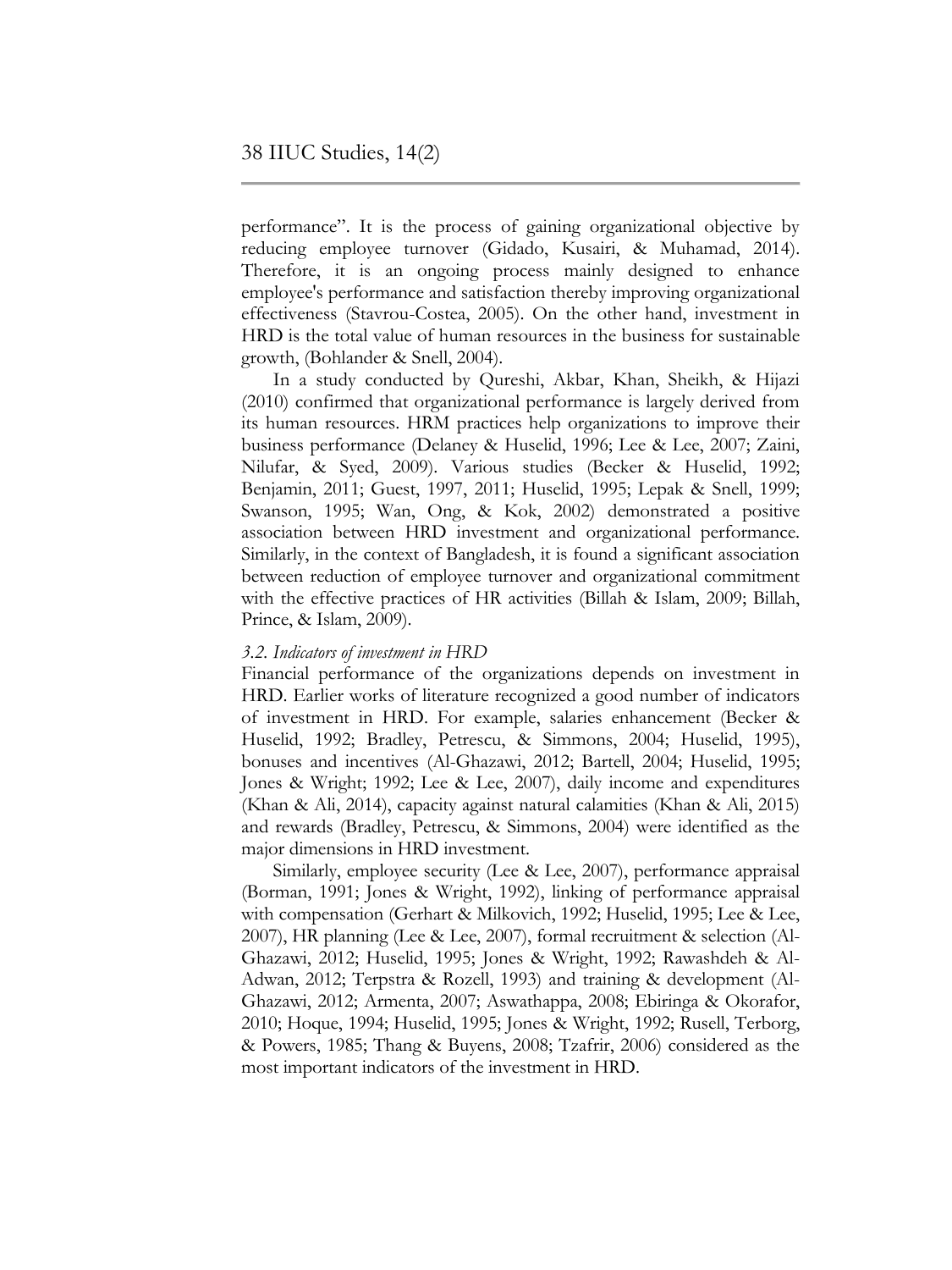performance". It is the process of gaining organizational objective by reducing employee turnover (Gidado, Kusairi, & Muhamad, 2014). Therefore, it is an ongoing process mainly designed to enhance employee's performance and satisfaction thereby improving organizational effectiveness (Stavrou-Costea, 2005). On the other hand, investment in HRD is the total value of human resources in the business for sustainable growth, (Bohlander & Snell, 2004).

In a study conducted by Qureshi, Akbar, Khan, Sheikh, & Hijazi (2010) confirmed that organizational performance is largely derived from its human resources. HRM practices help organizations to improve their business performance (Delaney & Huselid, 1996; Lee & Lee, 2007; Zaini, Nilufar, & Syed, 2009). Various studies (Becker & Huselid, 1992; Benjamin, 2011; Guest, 1997, 2011; Huselid, 1995; Lepak & Snell, 1999; Swanson, 1995; Wan, Ong, & Kok, 2002) demonstrated a positive association between HRD investment and organizational performance. Similarly, in the context of Bangladesh, it is found a significant association between reduction of employee turnover and organizational commitment with the effective practices of HR activities (Billah & Islam, 2009; Billah, Prince, & Islam, 2009).

### *3.2. Indicators of investment in HRD*

Financial performance of the organizations depends on investment in HRD. Earlier works of literature recognized a good number of indicators of investment in HRD. For example, salaries enhancement (Becker & Huselid, 1992; Bradley, Petrescu, & Simmons, 2004; Huselid, 1995), bonuses and incentives (Al-Ghazawi, 2012; Bartell, 2004; Huselid, 1995; Jones & Wright; 1992; Lee & Lee, 2007), daily income and expenditures (Khan & Ali, 2014), capacity against natural calamities (Khan & Ali, 2015) and rewards (Bradley, Petrescu, & Simmons, 2004) were identified as the major dimensions in HRD investment.

Similarly, employee security (Lee & Lee, 2007), performance appraisal (Borman, 1991; Jones & Wright, 1992), linking of performance appraisal with compensation (Gerhart & Milkovich, 1992; Huselid, 1995; Lee & Lee, 2007), HR planning (Lee & Lee, 2007), formal recruitment & selection (Al-Ghazawi, 2012; Huselid, 1995; Jones & Wright, 1992; Rawashdeh & Al-Adwan, 2012; Terpstra & Rozell, 1993) and training & development (Al-Ghazawi, 2012; Armenta, 2007; Aswathappa, 2008; Ebiringa & Okorafor, 2010; Hoque, 1994; Huselid, 1995; Jones & Wright, 1992; Rusell, Terborg, & Powers, 1985; Thang & Buyens, 2008; Tzafrir, 2006) considered as the most important indicators of the investment in HRD.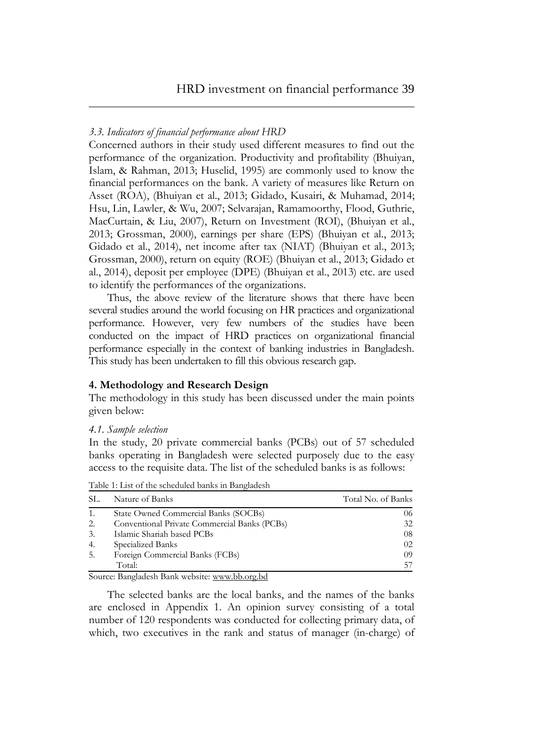### *3.3. Indicators of financial performance about HRD*

Concerned authors in their study used different measures to find out the performance of the organization. Productivity and profitability (Bhuiyan, Islam, & Rahman, 2013; Huselid, 1995) are commonly used to know the financial performances on the bank. A variety of measures like Return on Asset (ROA), (Bhuiyan et al., 2013; Gidado, Kusairi, & Muhamad, 2014; Hsu, Lin, Lawler, & Wu, 2007; Selvarajan, Ramamoorthy, Flood, Guthrie, MacCurtain, & Liu, 2007), Return on Investment (ROI), (Bhuiyan et al., 2013; Grossman, 2000), earnings per share (EPS) (Bhuiyan et al., 2013; Gidado et al., 2014), net income after tax (NIAT) (Bhuiyan et al., 2013; Grossman, 2000), return on equity (ROE) (Bhuiyan et al., 2013; Gidado et al., 2014), deposit per employee (DPE) (Bhuiyan et al., 2013) etc. are used to identify the performances of the organizations.

Thus, the above review of the literature shows that there have been several studies around the world focusing on HR practices and organizational performance. However, very few numbers of the studies have been conducted on the impact of HRD practices on organizational financial performance especially in the context of banking industries in Bangladesh. This study has been undertaken to fill this obvious research gap.

## **4. Methodology and Research Design**

The methodology in this study has been discussed under the main points given below:

### *4.1. Sample selection*

In the study, 20 private commercial banks (PCBs) out of 57 scheduled banks operating in Bangladesh were selected purposely due to the easy access to the requisite data. The list of the scheduled banks is as follows:

Table 1: List of the scheduled banks in Bangladesh

| SL. | Nature of Banks | Total No. of Banks |
|---|---|---|
| 1. | State Owned Commercial Banks (SOCBs) | 06 |
| 2. | Conventional Private Commercial Banks (PCBs) | 32 |
| 3. | Islamic Shariah based PCBs | 08 |
| 4. | Specialized Banks | 02 |
| 5. | Foreign Commercial Banks (FCBs) | 09 |
| | Total: | 57 |

Source: Bangladesh Bank website: www.bb.org.bd

The selected banks are the local banks, and the names of the banks are enclosed in Appendix 1. An opinion survey consisting of a total number of 120 respondents was conducted for collecting primary data, of which, two executives in the rank and status of manager (in-charge) of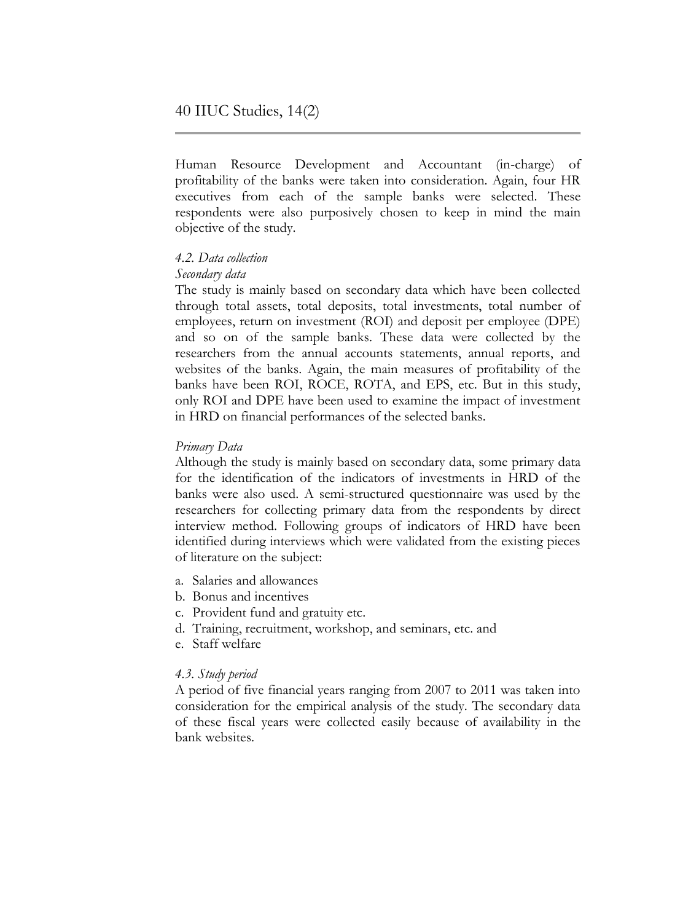Human Resource Development and Accountant (in-charge) of profitability of the banks were taken into consideration. Again, four HR executives from each of the sample banks were selected. These respondents were also purposively chosen to keep in mind the main objective of the study.

*4.2. Data collection*

*Secondary data*

The study is mainly based on secondary data which have been collected through total assets, total deposits, total investments, total number of employees, return on investment (ROI) and deposit per employee (DPE) and so on of the sample banks. These data were collected by the researchers from the annual accounts statements, annual reports, and websites of the banks. Again, the main measures of profitability of the banks have been ROI, ROCE, ROTA, and EPS, etc. But in this study, only ROI and DPE have been used to examine the impact of investment in HRD on financial performances of the selected banks.

*Primary Data*

Although the study is mainly based on secondary data, some primary data for the identification of the indicators of investments in HRD of the banks were also used. A semi-structured questionnaire was used by the researchers for collecting primary data from the respondents by direct interview method. Following groups of indicators of HRD have been identified during interviews which were validated from the existing pieces of literature on the subject:

a. Salaries and allowances
b. Bonus and incentives
c. Provident fund and gratuity etc.
d. Training, recruitment, workshop, and seminars, etc. and
e. Staff welfare

*4.3. Study period*

A period of five financial years ranging from 2007 to 2011 was taken into consideration for the empirical analysis of the study. The secondary data of these fiscal years were collected easily because of availability in the bank websites.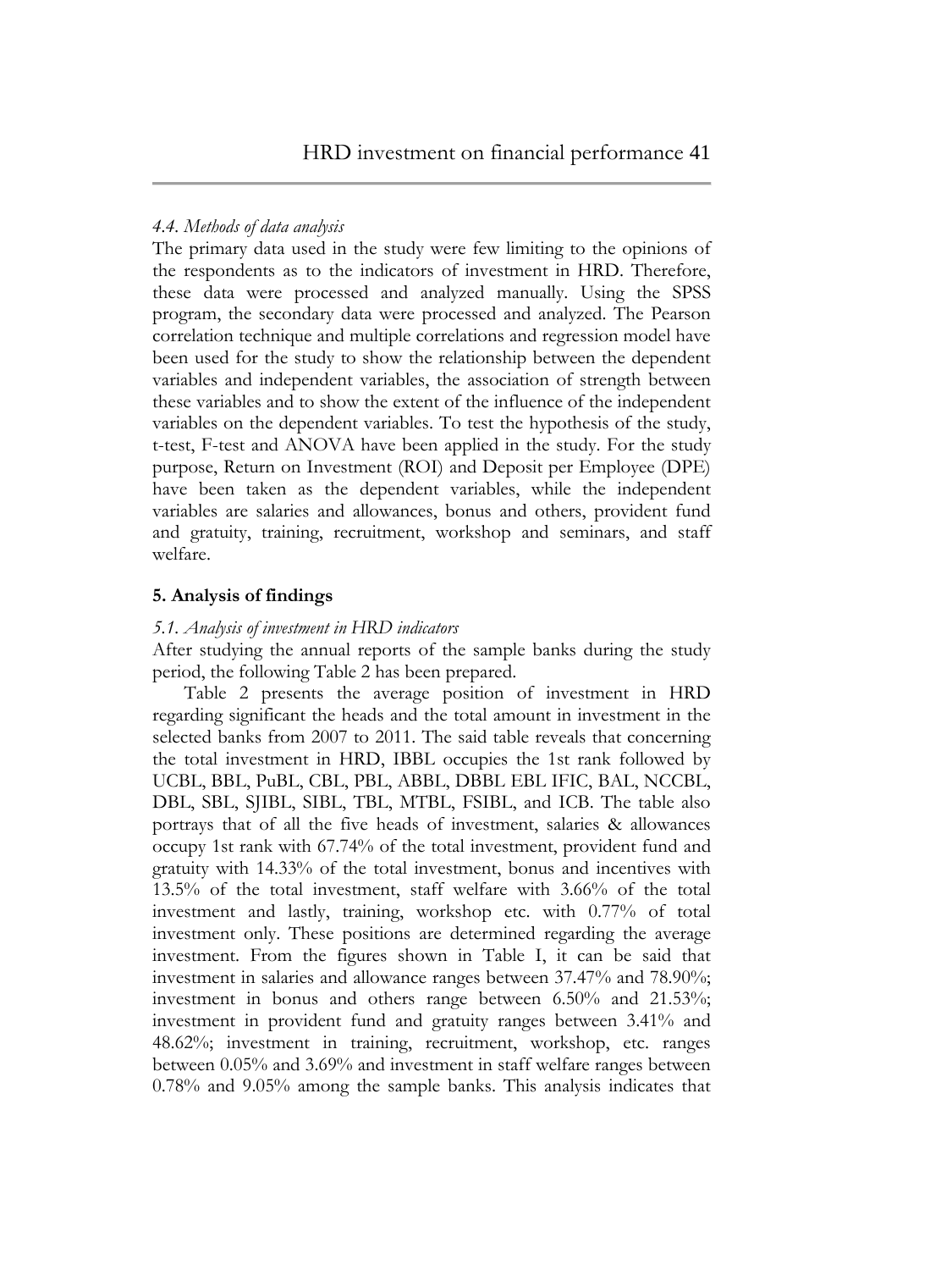*4.4. Methods of data analysis*

The primary data used in the study were few limiting to the opinions of the respondents as to the indicators of investment in HRD. Therefore, these data were processed and analyzed manually. Using the SPSS program, the secondary data were processed and analyzed. The Pearson correlation technique and multiple correlations and regression model have been used for the study to show the relationship between the dependent variables and independent variables, the association of strength between these variables and to show the extent of the influence of the independent variables on the dependent variables. To test the hypothesis of the study, t-test, F-test and ANOVA have been applied in the study. For the study purpose, Return on Investment (ROI) and Deposit per Employee (DPE) have been taken as the dependent variables, while the independent variables are salaries and allowances, bonus and others, provident fund and gratuity, training, recruitment, workshop and seminars, and staff welfare.

## 5. Analysis of findings

*5.1. Analysis of investment in HRD indicators*

After studying the annual reports of the sample banks during the study period, the following Table 2 has been prepared.

Table 2 presents the average position of investment in HRD regarding significant the heads and the total amount in investment in the selected banks from 2007 to 2011. The said table reveals that concerning the total investment in HRD, IBBL occupies the 1st rank followed by UCBL, BBL, PuBL, CBL, PBL, ABBL, DBBL EBL IFIC, BAL, NCCBL, DBL, SBL, SJIBL, SIBL, TBL, MTBL, FSIBL, and ICB. The table also portrays that of all the five heads of investment, salaries & allowances occupy 1st rank with 67.74% of the total investment, provident fund and gratuity with 14.33% of the total investment, bonus and incentives with 13.5% of the total investment, staff welfare with 3.66% of the total investment and lastly, training, workshop etc. with 0.77% of total investment only. These positions are determined regarding the average investment. From the figures shown in Table I, it can be said that investment in salaries and allowance ranges between 37.47% and 78.90%; investment in bonus and others range between 6.50% and 21.53%; investment in provident fund and gratuity ranges between 3.41% and 48.62%; investment in training, recruitment, workshop, etc. ranges between 0.05% and 3.69% and investment in staff welfare ranges between 0.78% and 9.05% among the sample banks. This analysis indicates that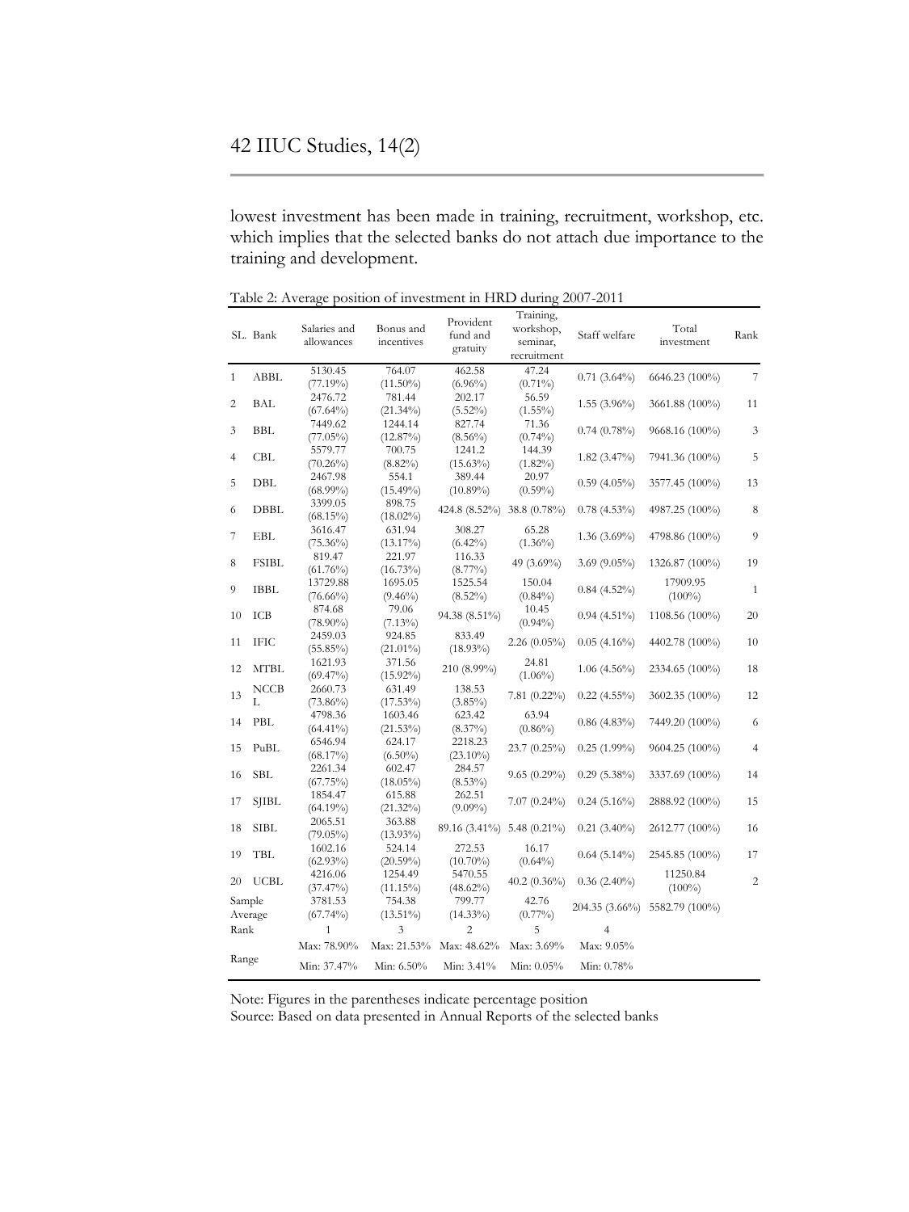lowest investment has been made in training, recruitment, workshop, etc. which implies that the selected banks do not attach due importance to the training and development.

Table 2: Average position of investment in HRD during 2007-2011

| SL. | Bank | Salaries and allowances | Bonus and incentives | Provident fund and gratuity | Training, workshop, seminar, recruitment | Staff welfare | Total investment | Rank |
|---|---|---|---|---|---|---|---|---|
| 1 | ABBL | 5130.45 (77.19%) | 764.07 (11.50%) | 462.58 (6.96%) | 47.24 (0.71%) | 0.71 (3.64%) | 6646.23 (100%) | 7 |
| 2 | BAL | 2476.72 (67.64%) | 781.44 (21.34%) | 202.17 (5.52%) | 56.59 (1.55%) | 1.55 (3.96%) | 3661.88 (100%) | 11 |
| 3 | BBL | 7449.62 (77.05%) | 1244.14 (12.87%) | 827.74 (8.56%) | 71.36 (0.74%) | 0.74 (0.78%) | 9668.16 (100%) | 3 |
| 4 | CBL | 5579.77 (70.26%) | 700.75 (8.82%) | 1241.2 (15.63%) | 144.39 (1.82%) | 1.82 (3.47%) | 7941.36 (100%) | 5 |
| 5 | DBL | 2467.98 (68.99%) | 554.1 (15.49%) | 389.44 (10.89%) | 20.97 (0.59%) | 0.59 (4.05%) | 3577.45 (100%) | 13 |
| 6 | DBBL | 3399.05 (68.15%) | 898.75 (18.02%) | 424.8 (8.52%) | 38.8 (0.78%) | 0.78 (4.53%) | 4987.25 (100%) | 8 |
| 7 | EBL | 3616.47 (75.36%) | 631.94 (13.17%) | 308.27 (6.42%) | 65.28 (1.36%) | 1.36 (3.69%) | 4798.86 (100%) | 9 |
| 8 | FSIBL | 819.47 (61.76%) | 221.97 (16.73%) | 116.33 (8.77%) | 49 (3.69%) | 3.69 (9.05%) | 1326.87 (100%) | 19 |
| 9 | IBBL | 13729.88 (76.66%) | 1695.05 (9.46%) | 1525.54 (8.52%) | 150.04 (0.84%) | 0.84 (4.52%) | 17909.95 (100%) | 1 |
| 10 | ICB | 874.68 (78.90%) | 79.06 (7.13%) | 94.38 (8.51%) | 10.45 (0.94%) | 0.94 (4.51%) | 1108.56 (100%) | 20 |
| 11 | IFIC | 2459.03 (55.85%) | 924.85 (21.01%) | 833.49 (18.93%) | 2.26 (0.05%) | 0.05 (4.16%) | 4402.78 (100%) | 10 |
| 12 | MTBL | 1621.93 (69.47%) | 371.56 (15.92%) | 210 (8.99%) | 24.81 (1.06%) | 1.06 (4.56%) | 2334.65 (100%) | 18 |
| 13 | NCCBL | 2660.73 (73.86%) | 631.49 (17.53%) | 138.53 (3.85%) | 7.81 (0.22%) | 0.22 (4.55%) | 3602.35 (100%) | 12 |
| 14 | PBL | 4798.36 (64.41%) | 1603.46 (21.53%) | 623.42 (8.37%) | 63.94 (0.86%) | 0.86 (4.83%) | 7449.20 (100%) | 6 |
| 15 | PuBL | 6546.94 (68.17%) | 624.17 (6.50%) | 2218.23 (23.10%) | 23.7 (0.25%) | 0.25 (1.99%) | 9604.25 (100%) | 4 |
| 16 | SBL | 2261.34 (67.75%) | 602.47 (18.05%) | 284.57 (8.53%) | 9.65 (0.29%) | 0.29 (5.38%) | 3337.69 (100%) | 14 |
| 17 | SJIBL | 1854.47 (64.19%) | 615.88 (21.32%) | 262.51 (9.09%) | 7.07 (0.24%) | 0.24 (5.16%) | 2888.92 (100%) | 15 |
| 18 | SIBL | 2065.51 (79.05%) | 363.88 (13.93%) | 89.16 (3.41%) | 5.48 (0.21%) | 0.21 (3.40%) | 2612.77 (100%) | 16 |
| 19 | TBL | 1602.16 (62.93%) | 524.14 (20.59%) | 272.53 (10.70%) | 16.17 (0.64%) | 0.64 (5.14%) | 2545.85 (100%) | 17 |
| 20 | UCBL | 4216.06 (37.47%) | 1254.49 (11.15%) | 5470.55 (48.62%) | 40.2 (0.36%) | 0.36 (2.40%) | 11250.84 (100%) | 2 |
| Sample Average | | 3781.53 (67.74%) | 754.38 (13.51%) | 799.77 (14.33%) | 42.76 (0.77%) | 204.35 (3.66%) | 5582.79 (100%) | |
| Rank | | 1 | 3 | 2 | 5 | 4 | | |
| Range | | Max: 78.90% | Max: 21.53% | Max: 48.62% | Max: 3.69% | Max: 9.05% | | |
| | | Min: 37.47% | Min: 6.50% | Min: 3.41% | Min: 0.05% | Min: 0.78% | | |

Note: Figures in the parentheses indicate percentage position

Source: Based on data presented in Annual Reports of the selected banks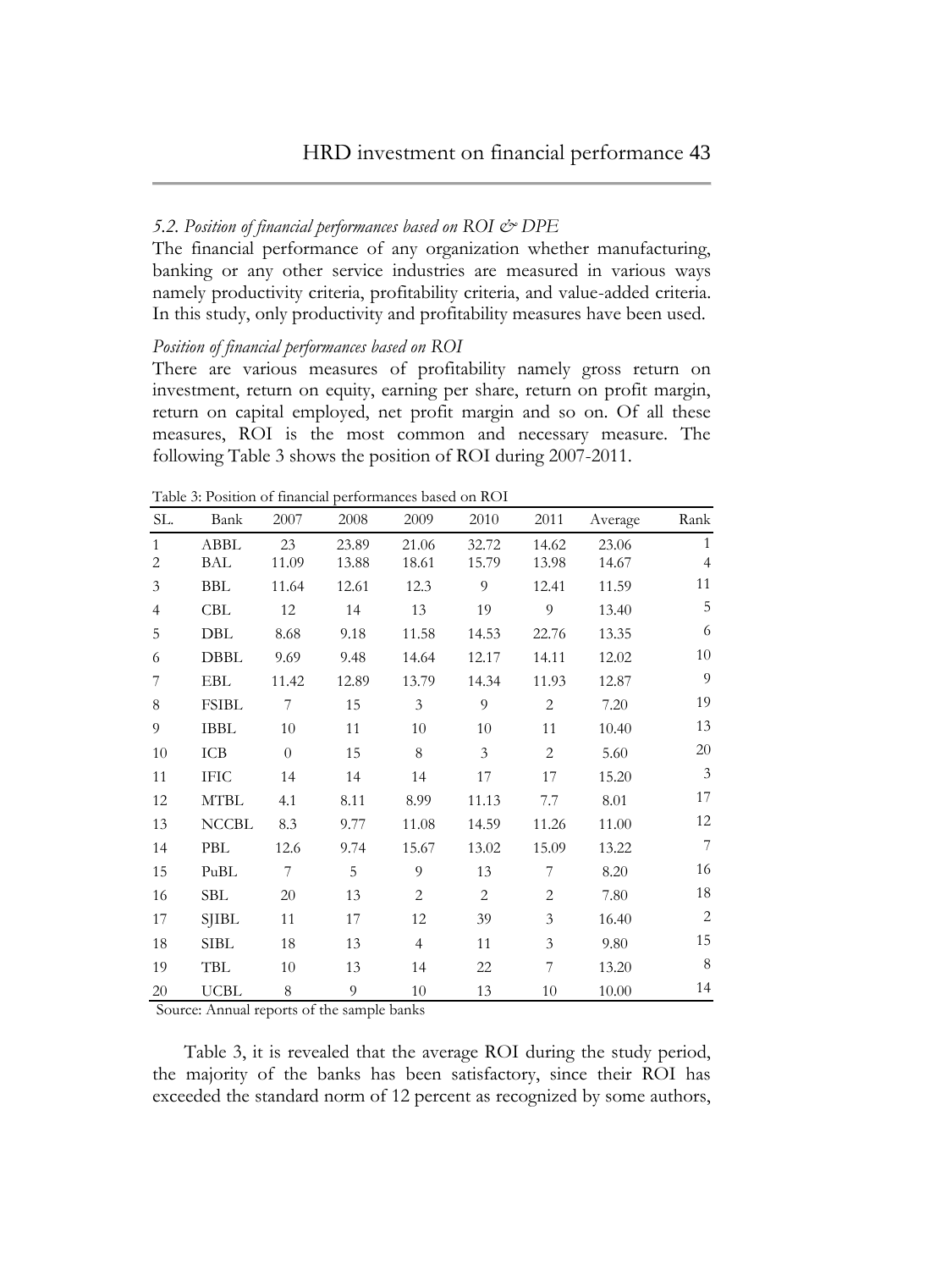### *5.2. Position of financial performances based on ROI & DPE*

The financial performance of any organization whether manufacturing, banking or any other service industries are measured in various ways namely productivity criteria, profitability criteria, and value-added criteria. In this study, only productivity and profitability measures have been used.

#### *Position of financial performances based on ROI*

There are various measures of profitability namely gross return on investment, return on equity, earning per share, return on profit margin, return on capital employed, net profit margin and so on. Of all these measures, ROI is the most common and necessary measure. The following Table 3 shows the position of ROI during 2007-2011.

Table 3: Position of financial performances based on ROI

| SL. | Bank | 2007 | 2008 | 2009 | 2010 | 2011 | Average | Rank |
|---|---|---|---|---|---|---|---|---|
| 1 | ABBL | 23 | 23.89 | 21.06 | 32.72 | 14.62 | 23.06 | 1 |
| 2 | BAL | 11.09 | 13.88 | 18.61 | 15.79 | 13.98 | 14.67 | 4 |
| 3 | BBL | 11.64 | 12.61 | 12.3 | 9 | 12.41 | 11.59 | 11 |
| 4 | CBL | 12 | 14 | 13 | 19 | 9 | 13.40 | 5 |
| 5 | DBL | 8.68 | 9.18 | 11.58 | 14.53 | 22.76 | 13.35 | 6 |
| 6 | DBBL | 9.69 | 9.48 | 14.64 | 12.17 | 14.11 | 12.02 | 10 |
| 7 | EBL | 11.42 | 12.89 | 13.79 | 14.34 | 11.93 | 12.87 | 9 |
| 8 | FSIBL | 7 | 15 | 3 | 9 | 2 | 7.20 | 19 |
| 9 | IBBL | 10 | 11 | 10 | 10 | 11 | 10.40 | 13 |
| 10 | ICB | 0 | 15 | 8 | 3 | 2 | 5.60 | 20 |
| 11 | IFIC | 14 | 14 | 14 | 17 | 17 | 15.20 | 3 |
| 12 | MTBL | 4.1 | 8.11 | 8.99 | 11.13 | 7.7 | 8.01 | 17 |
| 13 | NCCBL | 8.3 | 9.77 | 11.08 | 14.59 | 11.26 | 11.00 | 12 |
| 14 | PBL | 12.6 | 9.74 | 15.67 | 13.02 | 15.09 | 13.22 | 7 |
| 15 | PuBL | 7 | 5 | 9 | 13 | 7 | 8.20 | 16 |
| 16 | SBL | 20 | 13 | 2 | 2 | 2 | 7.80 | 18 |
| 17 | SJIBL | 11 | 17 | 12 | 39 | 3 | 16.40 | 2 |
| 18 | SIBL | 18 | 13 | 4 | 11 | 3 | 9.80 | 15 |
| 19 | TBL | 10 | 13 | 14 | 22 | 7 | 13.20 | 8 |
| 20 | UCBL | 8 | 9 | 10 | 13 | 10 | 10.00 | 14 |

Source: Annual reports of the sample banks

Table 3, it is revealed that the average ROI during the study period, the majority of the banks has been satisfactory, since their ROI has exceeded the standard norm of 12 percent as recognized by some authors,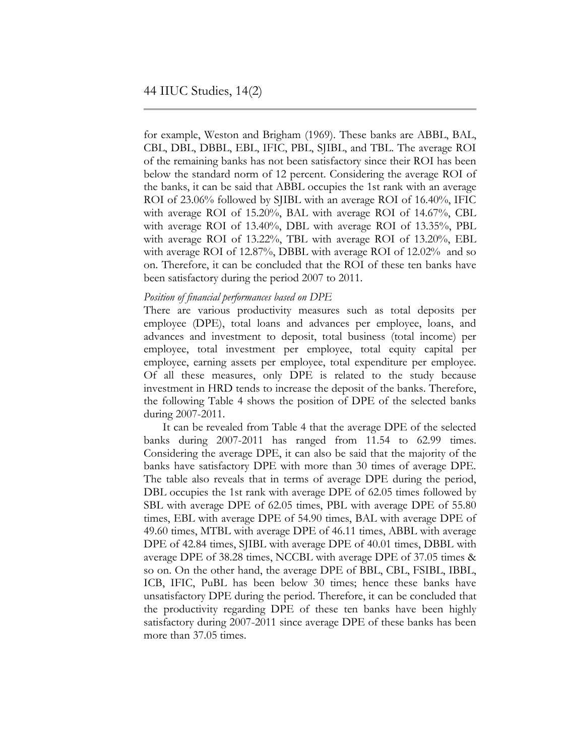for example, Weston and Brigham (1969). These banks are ABBL, BAL, CBL, DBL, DBBL, EBL, IFIC, PBL, SJIBL, and TBL. The average ROI of the remaining banks has not been satisfactory since their ROI has been below the standard norm of 12 percent. Considering the average ROI of the banks, it can be said that ABBL occupies the 1st rank with an average ROI of 23.06% followed by SJIBL with an average ROI of 16.40%, IFIC with average ROI of 15.20%, BAL with average ROI of 14.67%, CBL with average ROI of 13.40%, DBL with average ROI of 13.35%, PBL with average ROI of 13.22%, TBL with average ROI of 13.20%, EBL with average ROI of 12.87%, DBBL with average ROI of 12.02% and so on. Therefore, it can be concluded that the ROI of these ten banks have been satisfactory during the period 2007 to 2011.

*Position of financial performances based on DPE*

There are various productivity measures such as total deposits per employee (DPE), total loans and advances per employee, loans, and advances and investment to deposit, total business (total income) per employee, total investment per employee, total equity capital per employee, earning assets per employee, total expenditure per employee. Of all these measures, only DPE is related to the study because investment in HRD tends to increase the deposit of the banks. Therefore, the following Table 4 shows the position of DPE of the selected banks during 2007-2011.

It can be revealed from Table 4 that the average DPE of the selected banks during 2007-2011 has ranged from 11.54 to 62.99 times. Considering the average DPE, it can also be said that the majority of the banks have satisfactory DPE with more than 30 times of average DPE. The table also reveals that in terms of average DPE during the period, DBL occupies the 1st rank with average DPE of 62.05 times followed by SBL with average DPE of 62.05 times, PBL with average DPE of 55.80 times, EBL with average DPE of 54.90 times, BAL with average DPE of 49.60 times, MTBL with average DPE of 46.11 times, ABBL with average DPE of 42.84 times, SJIBL with average DPE of 40.01 times, DBBL with average DPE of 38.28 times, NCCBL with average DPE of 37.05 times & so on. On the other hand, the average DPE of BBL, CBL, FSIBL, IBBL, ICB, IFIC, PuBL has been below 30 times; hence these banks have unsatisfactory DPE during the period. Therefore, it can be concluded that the productivity regarding DPE of these ten banks have been highly satisfactory during 2007-2011 since average DPE of these banks has been more than 37.05 times.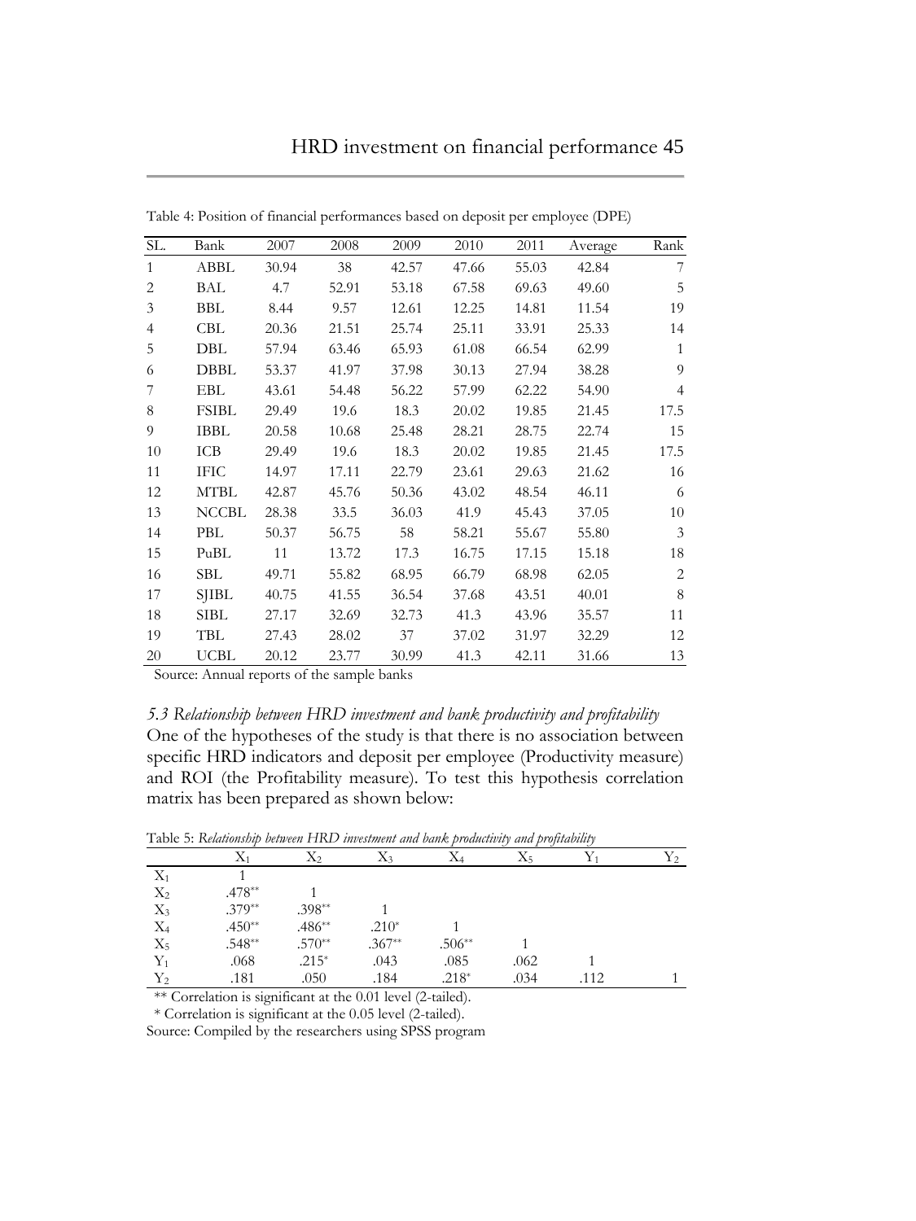Table 4: Position of financial performances based on deposit per employee (DPE)

| SL. | Bank | 2007 | 2008 | 2009 | 2010 | 2011 | Average | Rank |
|---|---|---|---|---|---|---|---|---|
| 1 | ABBL | 30.94 | 38 | 42.57 | 47.66 | 55.03 | 42.84 | 7 |
| 2 | BAL | 4.7 | 52.91 | 53.18 | 67.58 | 69.63 | 49.60 | 5 |
| 3 | BBL | 8.44 | 9.57 | 12.61 | 12.25 | 14.81 | 11.54 | 19 |
| 4 | CBL | 20.36 | 21.51 | 25.74 | 25.11 | 33.91 | 25.33 | 14 |
| 5 | DBL | 57.94 | 63.46 | 65.93 | 61.08 | 66.54 | 62.99 | 1 |
| 6 | DBBL | 53.37 | 41.97 | 37.98 | 30.13 | 27.94 | 38.28 | 9 |
| 7 | EBL | 43.61 | 54.48 | 56.22 | 57.99 | 62.22 | 54.90 | 4 |
| 8 | FSIBL | 29.49 | 19.6 | 18.3 | 20.02 | 19.85 | 21.45 | 17.5 |
| 9 | IBBL | 20.58 | 10.68 | 25.48 | 28.21 | 28.75 | 22.74 | 15 |
| 10 | ICB | 29.49 | 19.6 | 18.3 | 20.02 | 19.85 | 21.45 | 17.5 |
| 11 | IFIC | 14.97 | 17.11 | 22.79 | 23.61 | 29.63 | 21.62 | 16 |
| 12 | MTBL | 42.87 | 45.76 | 50.36 | 43.02 | 48.54 | 46.11 | 6 |
| 13 | NCCBL | 28.38 | 33.5 | 36.03 | 41.9 | 45.43 | 37.05 | 10 |
| 14 | PBL | 50.37 | 56.75 | 58 | 58.21 | 55.67 | 55.80 | 3 |
| 15 | PuBL | 11 | 13.72 | 17.3 | 16.75 | 17.15 | 15.18 | 18 |
| 16 | SBL | 49.71 | 55.82 | 68.95 | 66.79 | 68.98 | 62.05 | 2 |
| 17 | SJIBL | 40.75 | 41.55 | 36.54 | 37.68 | 43.51 | 40.01 | 8 |
| 18 | SIBL | 27.17 | 32.69 | 32.73 | 41.3 | 43.96 | 35.57 | 11 |
| 19 | TBL | 27.43 | 28.02 | 37 | 37.02 | 31.97 | 32.29 | 12 |
| 20 | UCBL | 20.12 | 23.77 | 30.99 | 41.3 | 42.11 | 31.66 | 13 |

Source: Annual reports of the sample banks

*5.3 Relationship between HRD investment and bank productivity and profitability*

One of the hypotheses of the study is that there is no association between specific HRD indicators and deposit per employee (Productivity measure) and ROI (the Profitability measure). To test this hypothesis correlation matrix has been prepared as shown below:

Table 5: *Relationship between HRD investment and bank productivity and profitability*

| | $X_1$ | $X_2$ | $X_3$ | $X_4$ | $X_5$ | $Y_1$ | $Y_2$ |
|---|---|---|---|---|---|---|---|
| $X_1$ | 1 | | | | | | |
| $X_2$ | .478** | 1 | | | | | |
| $X_3$ | .379** | .398** | 1 | | | | |
| $X_4$ | .450** | .486** | .210* | 1 | | | |
| $X_5$ | .548** | .570** | .367** | .506** | 1 | | |
| $Y_1$ | .068 | .215* | .043 | .085 | .062 | 1 | |
| $Y_2$ | .181 | .050 | .184 | .218* | .034 | .112 | 1 |

** Correlation is significant at the 0.01 level (2-tailed).

* Correlation is significant at the 0.05 level (2-tailed).

Source: Compiled by the researchers using SPSS program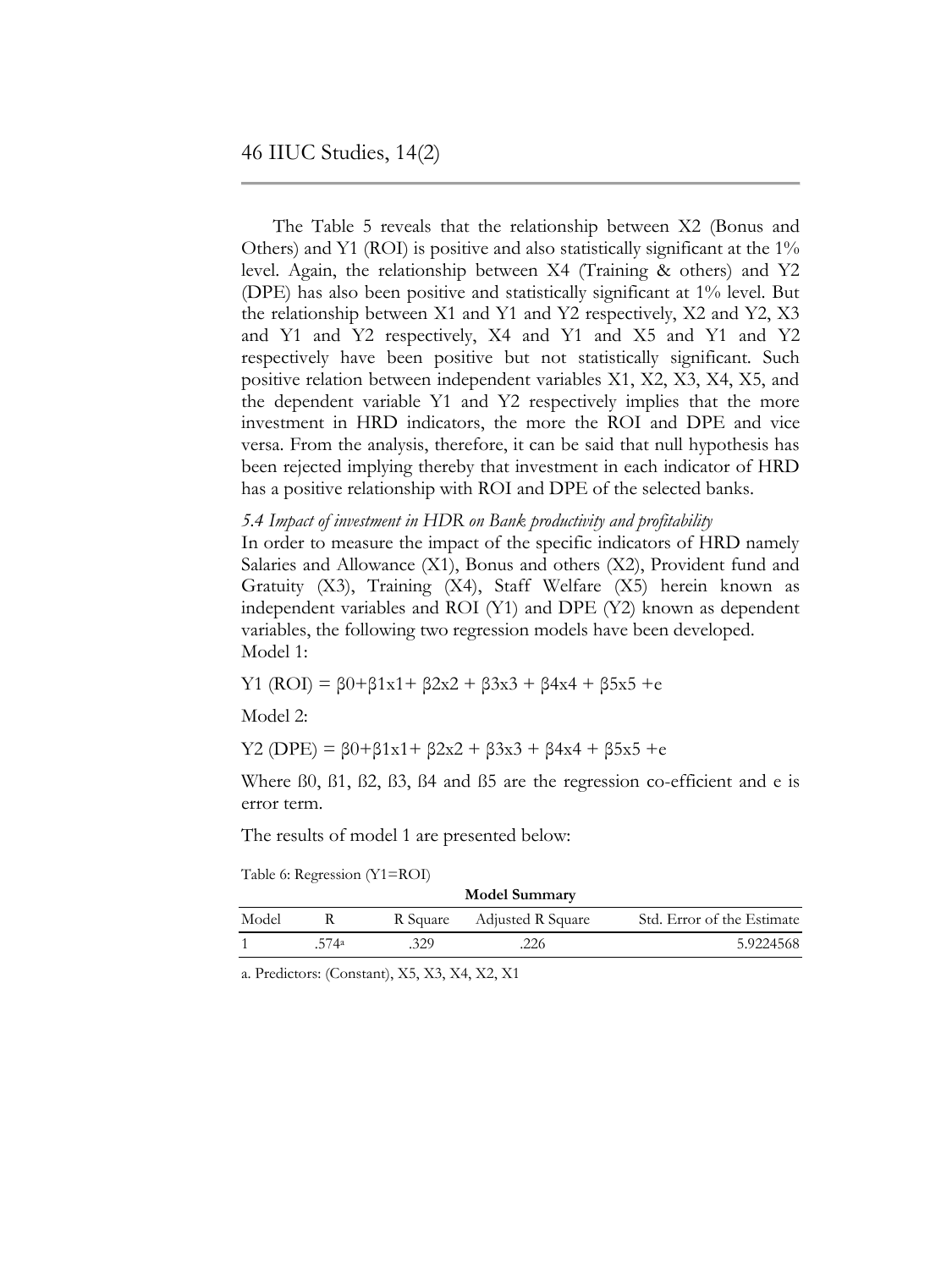The Table 5 reveals that the relationship between X2 (Bonus and Others) and Y1 (ROI) is positive and also statistically significant at the 1% level. Again, the relationship between X4 (Training & others) and Y2 (DPE) has also been positive and statistically significant at 1% level. But the relationship between X1 and Y1 and Y2 respectively, X2 and Y2, X3 and Y1 and Y2 respectively, X4 and Y1 and X5 and Y1 and Y2 respectively have been positive but not statistically significant. Such positive relation between independent variables X1, X2, X3, X4, X5, and the dependent variable Y1 and Y2 respectively implies that the more investment in HRD indicators, the more the ROI and DPE and vice versa. From the analysis, therefore, it can be said that null hypothesis has been rejected implying thereby that investment in each indicator of HRD has a positive relationship with ROI and DPE of the selected banks.

*5.4 Impact of investment in HDR on Bank productivity and profitability*

In order to measure the impact of the specific indicators of HRD namely Salaries and Allowance (X1), Bonus and others (X2), Provident fund and Gratuity (X3), Training (X4), Staff Welfare (X5) herein known as independent variables and ROI (Y1) and DPE (Y2) known as dependent variables, the following two regression models have been developed.

Model 1:

$$Y1\ (ROI) = \beta0+\beta1x1+ \beta2x2 + \beta3x3 + \beta4x4 + \beta5x5 +e$$

Model 2:

$$Y2\ (DPE) = \beta0+\beta1x1+ \beta2x2 + \beta3x3 + \beta4x4 + \beta5x5 +e$$

Where ß0, ß1, ß2, ß3, ß4 and ß5 are the regression co-efficient and e is error term.

The results of model 1 are presented below:

Table 6: Regression (Y1=ROI)

**Model Summary**

| Model | R | R Square | Adjusted R Square | Std. Error of the Estimate |
|---|---|---|---|---|
| 1 | .574[a] | .329 | .226 | 5.9224568 |

a. Predictors: (Constant), X5, X3, X4, X2, X1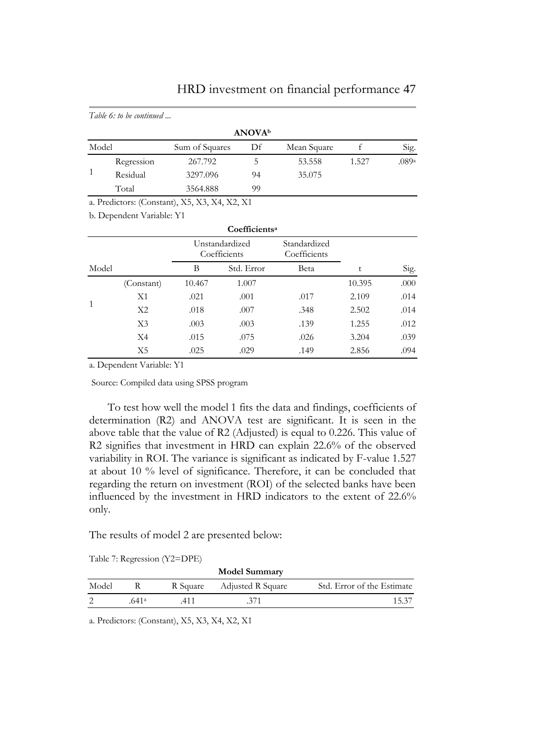*Table 6: to be continued ...*

**ANOVA**[b]

| Model | | Sum of Squares | Df | Mean Square | f | Sig. |
|---|---|---|---|---|---|---|
| 1 | Regression | 267.792 | 5 | 53.558 | 1.527 | .089[a] |
| | Residual | 3297.096 | 94 | 35.075 | | |
| | Total | 3564.888 | 99 | | | |

a. Predictors: (Constant), X5, X3, X4, X2, X1

b. Dependent Variable: Y1

**Coefficients**[a]

| Model | | Unstandardized Coefficients | | Standardized Coefficients | t | Sig. |
|---|---|---|---|---|---|---|
| | | B | Std. Error | Beta | | |
| 1 | (Constant) | 10.467 | 1.007 | | 10.395 | .000 |
| | X1 | .021 | .001 | .017 | 2.109 | .014 |
| | X2 | .018 | .007 | .348 | 2.502 | .014 |
| | X3 | .003 | .003 | .139 | 1.255 | .012 |
| | X4 | .015 | .075 | .026 | 3.204 | .039 |
| | X5 | .025 | .029 | .149 | 2.856 | .094 |

a. Dependent Variable: Y1

Source: Compiled data using SPSS program

To test how well the model 1 fits the data and findings, coefficients of determination (R2) and ANOVA test are significant. It is seen in the above table that the value of R2 (Adjusted) is equal to 0.226. This value of R2 signifies that investment in HRD can explain 22.6% of the observed variability in ROI. The variance is significant as indicated by F-value 1.527 at about 10 % level of significance. Therefore, it can be concluded that regarding the return on investment (ROI) of the selected banks have been influenced by the investment in HRD indicators to the extent of 22.6% only.

The results of model 2 are presented below:

Table 7: Regression (Y2=DPE)

**Model Summary**

| Model | R | R Square | Adjusted R Square | Std. Error of the Estimate |
|---|---|---|---|---|
| 2 | .641[a] | .411 | .371 | 15.37 |

a. Predictors: (Constant), X5, X3, X4, X2, X1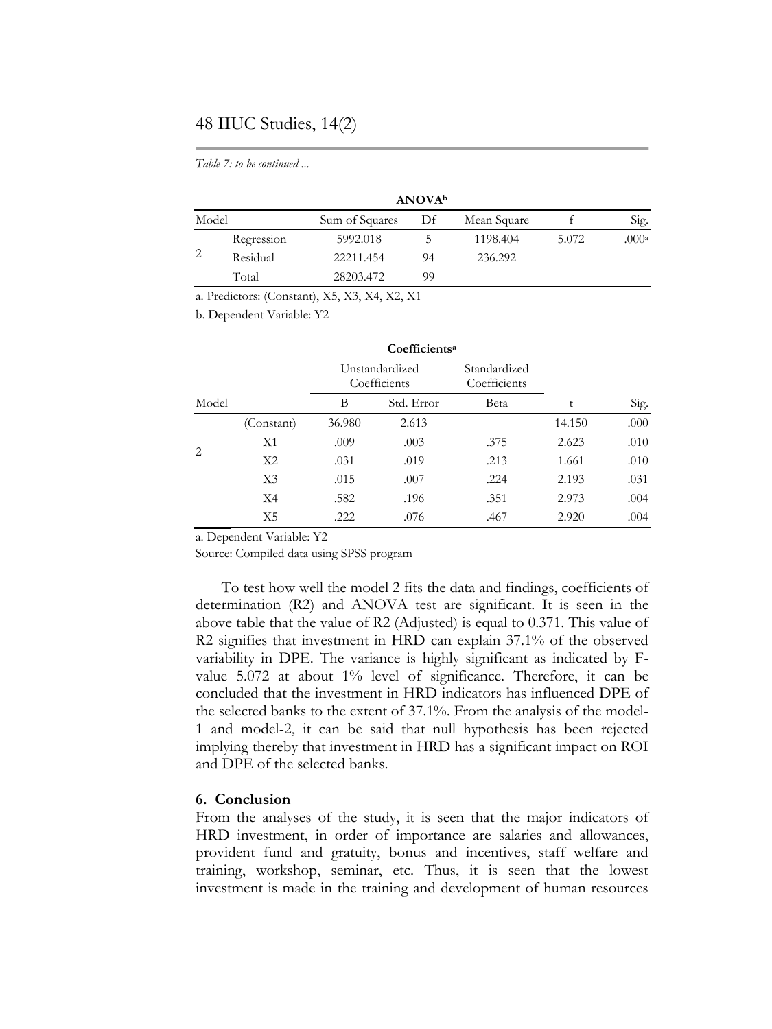*Table 7: to be continued ...*

**ANOVA[b]**

| Model | | Sum of Squares | Df | Mean Square | f | Sig. |
|---|---|---|---|---|---|---|
| 2 | Regression | 5992.018 | 5 | 1198.404 | 5.072 | .000[a] |
| | Residual | 22211.454 | 94 | 236.292 | | |
| | Total | 28203.472 | 99 | | | |

a. Predictors: (Constant), X5, X3, X4, X2, X1

b. Dependent Variable: Y2

**Coefficients[a]**

| Model | | Unstandardized Coefficients | | Standardized Coefficients | | |
|---|---|---|---|---|---|---|
| | | B | Std. Error | Beta | t | Sig. |
| 2 | (Constant) | 36.980 | 2.613 | | 14.150 | .000 |
| | X1 | .009 | .003 | .375 | 2.623 | .010 |
| | X2 | .031 | .019 | .213 | 1.661 | .010 |
| | X3 | .015 | .007 | .224 | 2.193 | .031 |
| | X4 | .582 | .196 | .351 | 2.973 | .004 |
| | X5 | .222 | .076 | .467 | 2.920 | .004 |

a. Dependent Variable: Y2

Source: Compiled data using SPSS program

To test how well the model 2 fits the data and findings, coefficients of determination (R2) and ANOVA test are significant. It is seen in the above table that the value of R2 (Adjusted) is equal to 0.371. This value of R2 signifies that investment in HRD can explain 37.1% of the observed variability in DPE. The variance is highly significant as indicated by F-value 5.072 at about 1% level of significance. Therefore, it can be concluded that the investment in HRD indicators has influenced DPE of the selected banks to the extent of 37.1%. From the analysis of the model-1 and model-2, it can be said that null hypothesis has been rejected implying thereby that investment in HRD has a significant impact on ROI and DPE of the selected banks.

## 6. Conclusion

From the analyses of the study, it is seen that the major indicators of HRD investment, in order of importance are salaries and allowances, provident fund and gratuity, bonus and incentives, staff welfare and training, workshop, seminar, etc. Thus, it is seen that the lowest investment is made in the training and development of human resources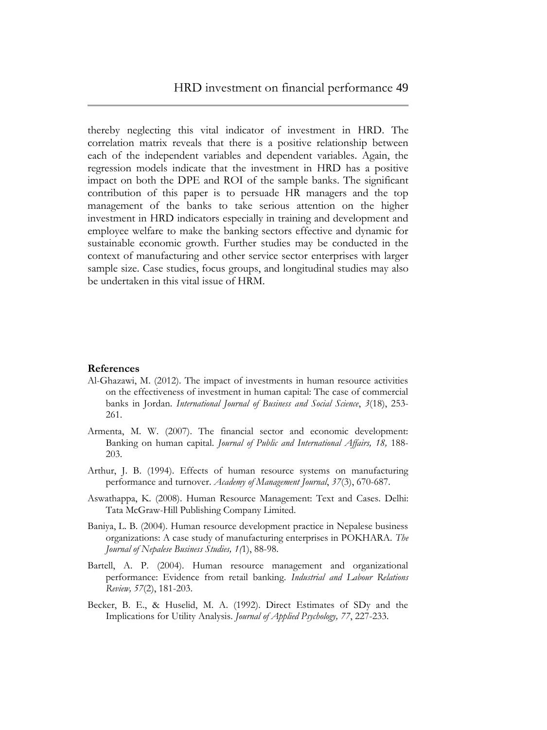thereby neglecting this vital indicator of investment in HRD. The correlation matrix reveals that there is a positive relationship between each of the independent variables and dependent variables. Again, the regression models indicate that the investment in HRD has a positive impact on both the DPE and ROI of the sample banks. The significant contribution of this paper is to persuade HR managers and the top management of the banks to take serious attention on the higher investment in HRD indicators especially in training and development and employee welfare to make the banking sectors effective and dynamic for sustainable economic growth. Further studies may be conducted in the context of manufacturing and other service sector enterprises with larger sample size. Case studies, focus groups, and longitudinal studies may also be undertaken in this vital issue of HRM.

**References**

Al-Ghazawi, M. (2012). The impact of investments in human resource activities on the effectiveness of investment in human capital: The case of commercial banks in Jordan. *International Journal of Business and Social Science*, *3*(18), 253-261.

Armenta, M. W. (2007). The financial sector and economic development: Banking on human capital. *Journal of Public and International Affairs, 18,* 188-203.

Arthur, J. B. (1994). Effects of human resource systems on manufacturing performance and turnover. *Academy of Management Journal*, *37*(3), 670-687.

Aswathappa, K. (2008). Human Resource Management: Text and Cases. Delhi: Tata McGraw-Hill Publishing Company Limited.

Baniya, L. B. (2004). Human resource development practice in Nepalese business organizations: A case study of manufacturing enterprises in POKHARA. *The Journal of Nepalese Business Studies, 1(*1), 88-98.

Bartell, A. P. (2004). Human resource management and organizational performance: Evidence from retail banking. *Industrial and Labour Relations Review, 57*(2), 181-203.

Becker, B. E., & Huselid, M. A. (1992). Direct Estimates of SDy and the Implications for Utility Analysis. *Journal of Applied Psychology, 77*, 227-233.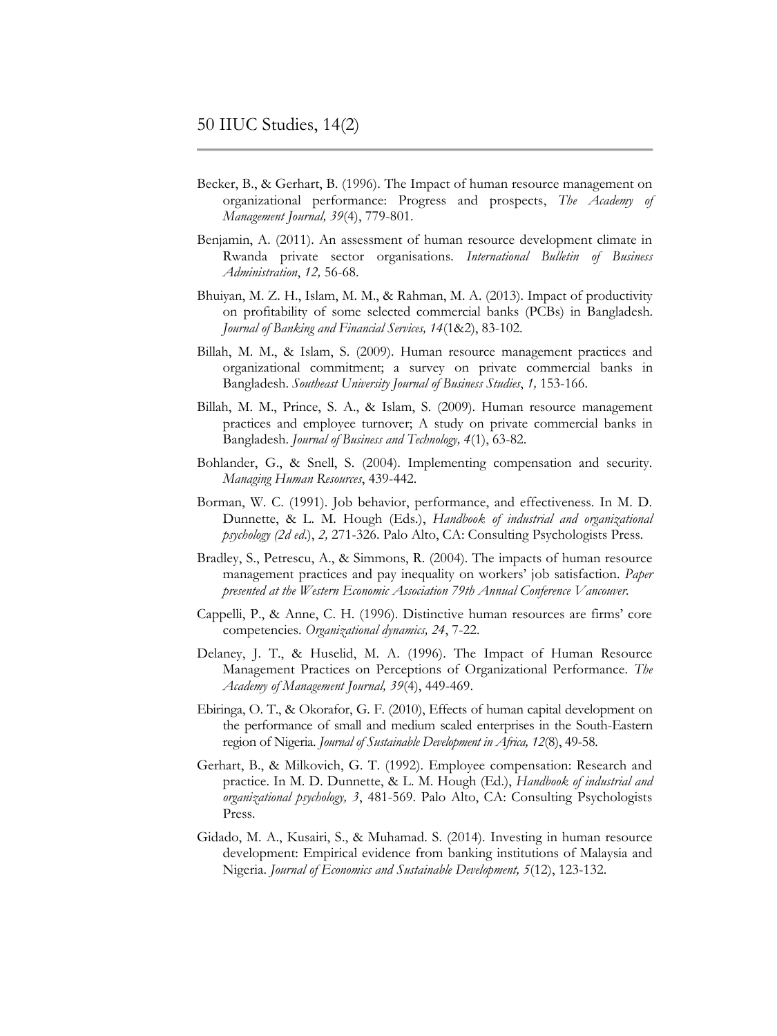Becker, B., & Gerhart, B. (1996). The Impact of human resource management on organizational performance: Progress and prospects, *The Academy of Management Journal, 39*(4), 779-801.

Benjamin, A. (2011). An assessment of human resource development climate in Rwanda private sector organisations. *International Bulletin of Business Administration*, *12,* 56-68.

Bhuiyan, M. Z. H., Islam, M. M., & Rahman, M. A. (2013). Impact of productivity on profitability of some selected commercial banks (PCBs) in Bangladesh. *Journal of Banking and Financial Services, 14*(1&2), 83-102.

Billah, M. M., & Islam, S. (2009). Human resource management practices and organizational commitment; a survey on private commercial banks in Bangladesh. *Southeast University Journal of Business Studies*, *1,* 153-166.

Billah, M. M., Prince, S. A., & Islam, S. (2009). Human resource management practices and employee turnover; A study on private commercial banks in Bangladesh. *Journal of Business and Technology, 4*(1), 63-82.

Bohlander, G., & Snell, S. (2004). Implementing compensation and security. *Managing Human Resources*, 439-442.

Borman, W. C. (1991). Job behavior, performance, and effectiveness. In M. D. Dunnette, & L. M. Hough (Eds.), *Handbook of industrial and organizational psychology (2d ed.*), *2,* 271-326. Palo Alto, CA: Consulting Psychologists Press.

Bradley, S., Petrescu, A., & Simmons, R. (2004). The impacts of human resource management practices and pay inequality on workers' job satisfaction. *Paper presented at the Western Economic Association 79th Annual Conference Vancouver*.

Cappelli, P., & Anne, C. H. (1996). Distinctive human resources are firms' core competencies. *Organizational dynamics, 24*, 7-22.

Delaney, J. T., & Huselid, M. A. (1996). The Impact of Human Resource Management Practices on Perceptions of Organizational Performance. *The Academy of Management Journal, 39*(4), 449-469.

Ebiringa, O. T., & Okorafor, G. F. (2010), Effects of human capital development on the performance of small and medium scaled enterprises in the South-Eastern region of Nigeria. *Journal of Sustainable Development in Africa, 12*(8), 49-58.

Gerhart, B., & Milkovich, G. T. (1992). Employee compensation: Research and practice. In M. D. Dunnette, & L. M. Hough (Ed.), *Handbook of industrial and organizational psychology, 3*, 481-569. Palo Alto, CA: Consulting Psychologists Press.

Gidado, M. A., Kusairi, S., & Muhamad. S. (2014). Investing in human resource development: Empirical evidence from banking institutions of Malaysia and Nigeria. *Journal of Economics and Sustainable Development, 5*(12), 123-132.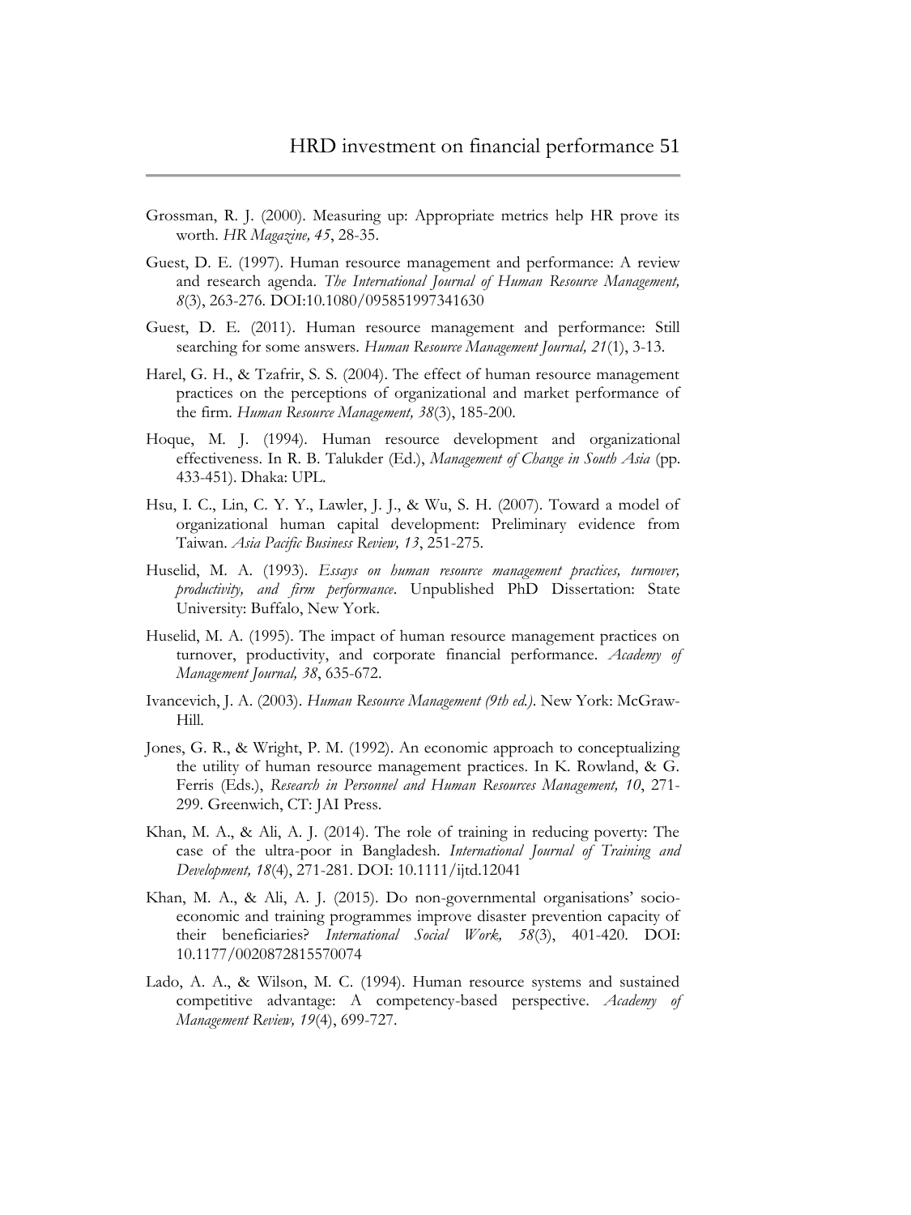Grossman, R. J. (2000). Measuring up: Appropriate metrics help HR prove its worth. *HR Magazine, 45*, 28-35.

Guest, D. E. (1997). Human resource management and performance: A review and research agenda. *The International Journal of Human Resource Management, 8*(3), 263-276. DOI:10.1080/095851997341630

Guest, D. E. (2011). Human resource management and performance: Still searching for some answers. *Human Resource Management Journal, 21*(1), 3-13.

Harel, G. H., & Tzafrir, S. S. (2004). The effect of human resource management practices on the perceptions of organizational and market performance of the firm. *Human Resource Management, 38*(3), 185-200.

Hoque, M. J. (1994). Human resource development and organizational effectiveness. In R. B. Talukder (Ed.), *Management of Change in South Asia* (pp. 433-451). Dhaka: UPL.

Hsu, I. C., Lin, C. Y. Y., Lawler, J. J., & Wu, S. H. (2007). Toward a model of organizational human capital development: Preliminary evidence from Taiwan. *Asia Pacific Business Review, 13*, 251-275.

Huselid, M. A. (1993). *Essays on human resource management practices, turnover, productivity, and firm performance*. Unpublished PhD Dissertation: State University: Buffalo, New York.

Huselid, M. A. (1995). The impact of human resource management practices on turnover, productivity, and corporate financial performance. *Academy of Management Journal, 38*, 635-672.

Ivancevich, J. A. (2003). *Human Resource Management (9th ed.)*. New York: McGraw-Hill.

Jones, G. R., & Wright, P. M. (1992). An economic approach to conceptualizing the utility of human resource management practices. In K. Rowland, & G. Ferris (Eds.), *Research in Personnel and Human Resources Management, 10*, 271-299. Greenwich, CT: JAI Press.

Khan, M. A., & Ali, A. J. (2014). The role of training in reducing poverty: The case of the ultra-poor in Bangladesh. *International Journal of Training and Development, 18*(4), 271-281. DOI: 10.1111/ijtd.12041

Khan, M. A., & Ali, A. J. (2015). Do non-governmental organisations' socio-economic and training programmes improve disaster prevention capacity of their beneficiaries? *International Social Work, 58*(3), 401-420. DOI: 10.1177/0020872815570074

Lado, A. A., & Wilson, M. C. (1994). Human resource systems and sustained competitive advantage: A competency-based perspective. *Academy of Management Review, 19*(4), 699-727.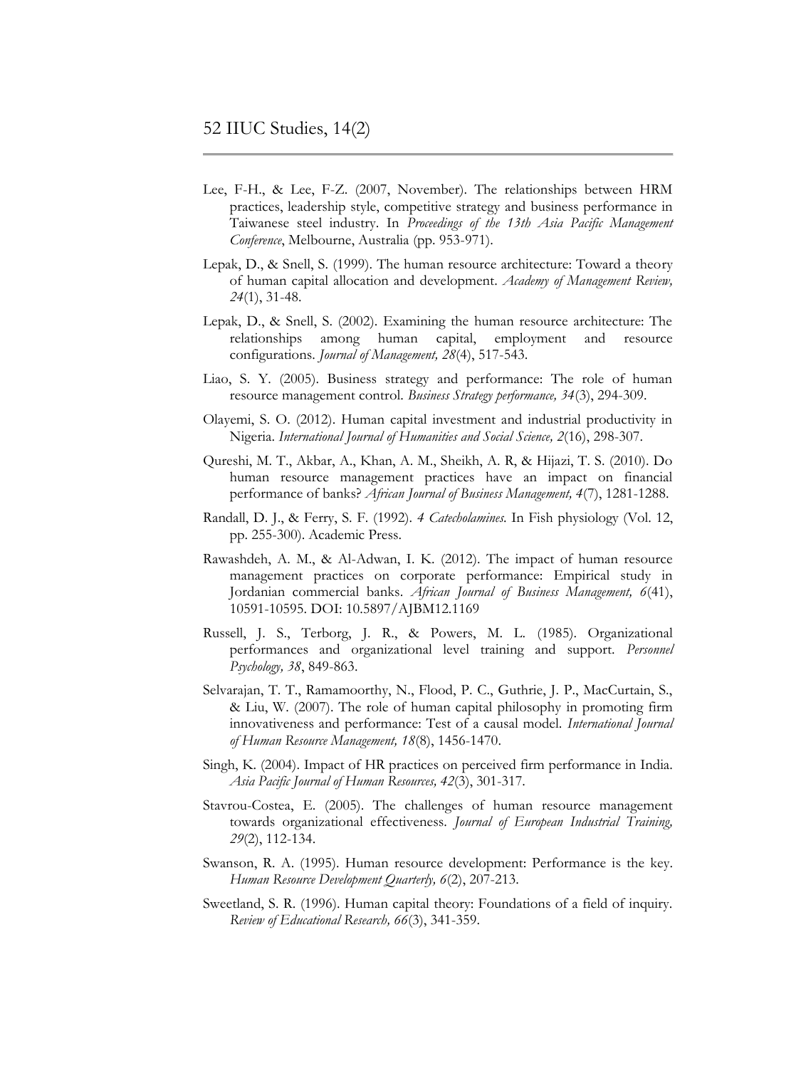Lee, F-H., & Lee, F-Z. (2007, November). The relationships between HRM practices, leadership style, competitive strategy and business performance in Taiwanese steel industry. In *Proceedings of the 13th Asia Pacific Management Conference*, Melbourne, Australia (pp. 953-971).

Lepak, D., & Snell, S. (1999). The human resource architecture: Toward a theory of human capital allocation and development. *Academy of Management Review, 24*(1), 31-48.

Lepak, D., & Snell, S. (2002). Examining the human resource architecture: The relationships among human capital, employment and resource configurations. *Journal of Management, 28*(4), 517-543.

Liao, S. Y. (2005). Business strategy and performance: The role of human resource management control. *Business Strategy performance, 34*(3), 294-309.

Olayemi, S. O. (2012). Human capital investment and industrial productivity in Nigeria. *International Journal of Humanities and Social Science, 2*(16), 298-307.

Qureshi, M. T., Akbar, A., Khan, A. M., Sheikh, A. R, & Hijazi, T. S. (2010). Do human resource management practices have an impact on financial performance of banks? *African Journal of Business Management, 4*(7), 1281-1288.

Randall, D. J., & Ferry, S. F. (1992). *4 Catecholamines*. In Fish physiology (Vol. 12, pp. 255-300). Academic Press.

Rawashdeh, A. M., & Al-Adwan, I. K. (2012). The impact of human resource management practices on corporate performance: Empirical study in Jordanian commercial banks. *African Journal of Business Management, 6*(41), 10591-10595. DOI: 10.5897/AJBM12.1169

Russell, J. S., Terborg, J. R., & Powers, M. L. (1985). Organizational performances and organizational level training and support. *Personnel Psychology, 38*, 849-863.

Selvarajan, T. T., Ramamoorthy, N., Flood, P. C., Guthrie, J. P., MacCurtain, S., & Liu, W. (2007). The role of human capital philosophy in promoting firm innovativeness and performance: Test of a causal model. *International Journal of Human Resource Management, 18*(8), 1456-1470.

Singh, K. (2004). Impact of HR practices on perceived firm performance in India. *Asia Pacific Journal of Human Resources, 42*(3), 301-317.

Stavrou-Costea, E. (2005). The challenges of human resource management towards organizational effectiveness. *Journal of European Industrial Training, 29*(2), 112-134.

Swanson, R. A. (1995). Human resource development: Performance is the key. *Human Resource Development Quarterly, 6*(2), 207-213.

Sweetland, S. R. (1996). Human capital theory: Foundations of a field of inquiry. *Review of Educational Research, 66*(3), 341-359.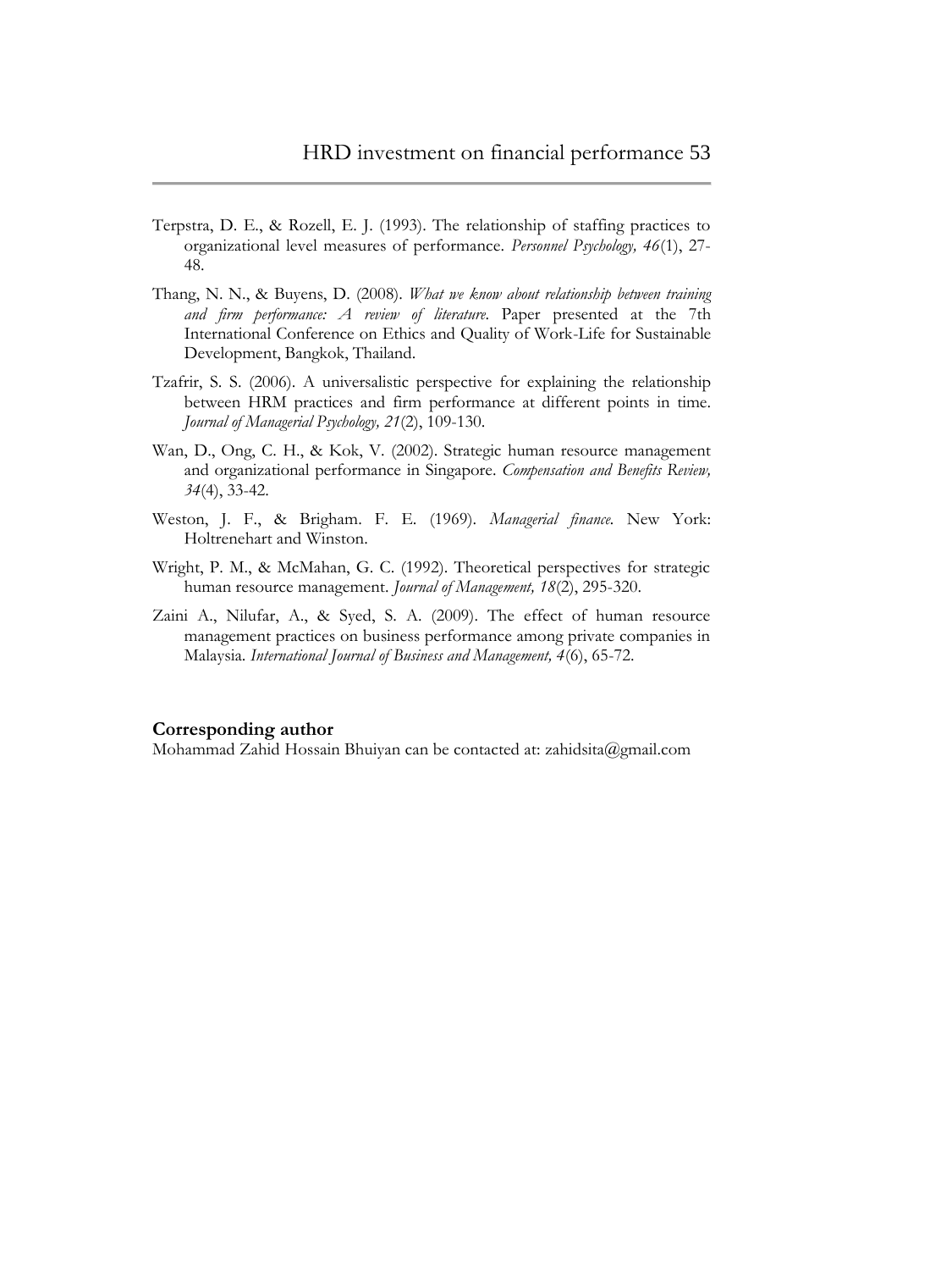Terpstra, D. E., & Rozell, E. J. (1993). The relationship of staffing practices to organizational level measures of performance. *Personnel Psychology, 46*(1), 27-48.

Thang, N. N., & Buyens, D. (2008). *What we know about relationship between training and firm performance: A review of literature*. Paper presented at the 7th International Conference on Ethics and Quality of Work-Life for Sustainable Development, Bangkok, Thailand.

Tzafrir, S. S. (2006). A universalistic perspective for explaining the relationship between HRM practices and firm performance at different points in time. *Journal of Managerial Psychology, 21*(2), 109-130.

Wan, D., Ong, C. H., & Kok, V. (2002). Strategic human resource management and organizational performance in Singapore. *Compensation and Benefits Review, 34*(4), 33-42.

Weston, J. F., & Brigham. F. E. (1969). *Managerial finance.* New York: Holtrenehart and Winston.

Wright, P. M., & McMahan, G. C. (1992). Theoretical perspectives for strategic human resource management. *Journal of Management, 18*(2), 295-320.

Zaini A., Nilufar, A., & Syed, S. A. (2009). The effect of human resource management practices on business performance among private companies in Malaysia. *International Journal of Business and Management, 4*(6), 65-72.

**Corresponding author**

Mohammad Zahid Hossain Bhuiyan can be contacted at: zahidsita@gmail.com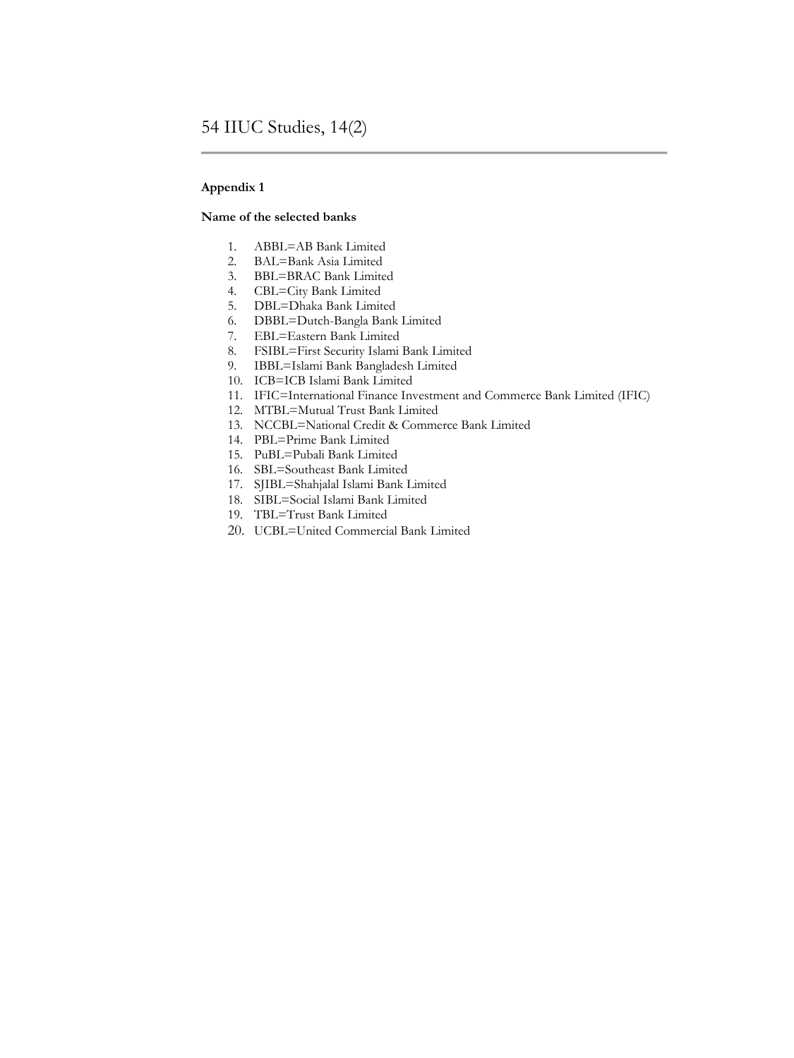**Appendix 1**

**Name of the selected banks**

1. ABBL=AB Bank Limited
2. BAL=Bank Asia Limited
3. BBL=BRAC Bank Limited
4. CBL=City Bank Limited
5. DBL=Dhaka Bank Limited
6. DBBL=Dutch-Bangla Bank Limited
7. EBL=Eastern Bank Limited
8. FSIBL=First Security Islami Bank Limited
9. IBBL=Islami Bank Bangladesh Limited
10. ICB=ICB Islami Bank Limited
11. IFIC=International Finance Investment and Commerce Bank Limited (IFIC)
12. MTBL=Mutual Trust Bank Limited
13. NCCBL=National Credit & Commerce Bank Limited
14. PBL=Prime Bank Limited
15. PuBL=Pubali Bank Limited
16. SBL=Southeast Bank Limited
17. SJIBL=Shahjalal Islami Bank Limited
18. SIBL=Social Islami Bank Limited
19. TBL=Trust Bank Limited
20. UCBL=United Commercial Bank Limited